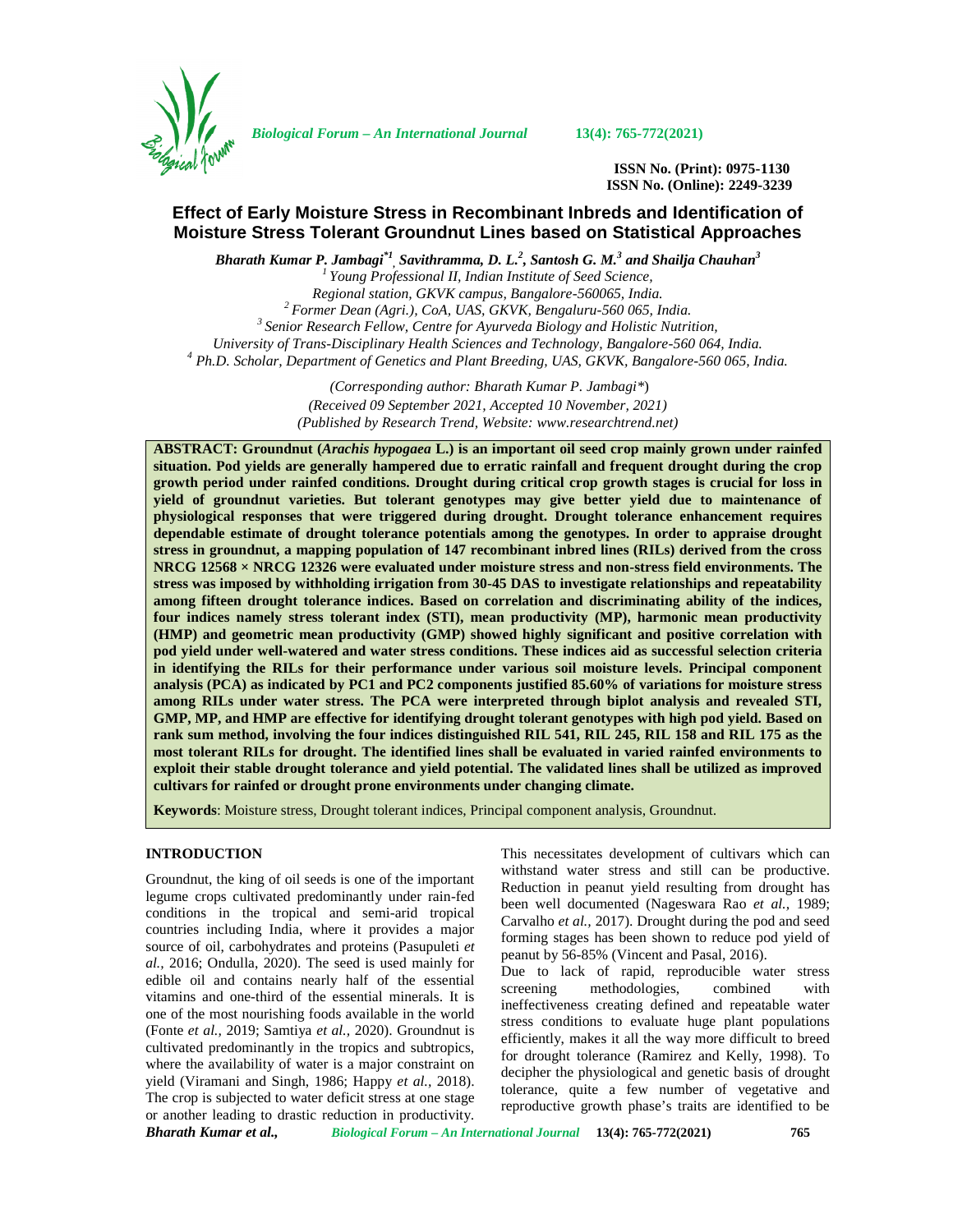ISSN No. (Print): 0975-1130
ISSN No. (Online): 2249-3239

# Effect of Early Moisture Stress in Recombinant Inbreds and Identification of Moisture Stress Tolerant Groundnut Lines based on Statistical Approaches

***Bharath Kumar P. Jambagi*[*1], Savithramma, D. L.[2], Santosh G. M.[3] and Shailja Chauhan[3]***

*[1] Young Professional II, Indian Institute of Seed Science, Regional station, GKVK campus, Bangalore-560065, India.*
*[2] Former Dean (Agri.), CoA, UAS, GKVK, Bengaluru-560 065, India.*
*[3] Senior Research Fellow, Centre for Ayurveda Biology and Holistic Nutrition, University of Trans-Disciplinary Health Sciences and Technology, Bangalore-560 064, India.*
*[4] Ph.D. Scholar, Department of Genetics and Plant Breeding, UAS, GKVK, Bangalore-560 065, India.*

*(Corresponding author: Bharath Kumar P. Jambagi\*)*
*(Received 09 September 2021, Accepted 10 November, 2021)*
*(Published by Research Trend, Website: www.researchtrend.net)*

**ABSTRACT: Groundnut (*Arachis hypogaea* L.) is an important oil seed crop mainly grown under rainfed situation. Pod yields are generally hampered due to erratic rainfall and frequent drought during the crop growth period under rainfed conditions. Drought during critical crop growth stages is crucial for loss in yield of groundnut varieties. But tolerant genotypes may give better yield due to maintenance of physiological responses that were triggered during drought. Drought tolerance enhancement requires dependable estimate of drought tolerance potentials among the genotypes. In order to appraise drought stress in groundnut, a mapping population of 147 recombinant inbred lines (RILs) derived from the cross NRCG 12568 × NRCG 12326 were evaluated under moisture stress and non-stress field environments. The stress was imposed by withholding irrigation from 30-45 DAS to investigate relationships and repeatability among fifteen drought tolerance indices. Based on correlation and discriminating ability of the indices, four indices namely stress tolerant index (STI), mean productivity (MP), harmonic mean productivity (HMP) and geometric mean productivity (GMP) showed highly significant and positive correlation with pod yield under well-watered and water stress conditions. These indices aid as successful selection criteria in identifying the RILs for their performance under various soil moisture levels. Principal component analysis (PCA) as indicated by PC1 and PC2 components justified 85.60% of variations for moisture stress among RILs under water stress. The PCA were interpreted through biplot analysis and revealed STI, GMP, MP, and HMP are effective for identifying drought tolerant genotypes with high pod yield. Based on rank sum method, involving the four indices distinguished RIL 541, RIL 245, RIL 158 and RIL 175 as the most tolerant RILs for drought. The identified lines shall be evaluated in varied rainfed environments to exploit their stable drought tolerance and yield potential. The validated lines shall be utilized as improved cultivars for rainfed or drought prone environments under changing climate.**

**Keywords**: Moisture stress, Drought tolerant indices, Principal component analysis, Groundnut.

## INTRODUCTION

Groundnut, the king of oil seeds is one of the important legume crops cultivated predominantly under rain-fed conditions in the tropical and semi-arid tropical countries including India, where it provides a major source of oil, carbohydrates and proteins (Pasupuleti *et al.,* 2016; Ondulla, 2020). The seed is used mainly for edible oil and contains nearly half of the essential vitamins and one-third of the essential minerals. It is one of the most nourishing foods available in the world (Fonte *et al.,* 2019; Samtiya *et al.,* 2020). Groundnut is cultivated predominantly in the tropics and subtropics, where the availability of water is a major constraint on yield (Viramani and Singh, 1986; Happy *et al.,* 2018). The crop is subjected to water deficit stress at one stage or another leading to drastic reduction in productivity. This necessitates development of cultivars which can withstand water stress and still can be productive. Reduction in peanut yield resulting from drought has been well documented (Nageswara Rao *et al.,* 1989; Carvalho *et al.,* 2017). Drought during the pod and seed forming stages has been shown to reduce pod yield of peanut by 56-85% (Vincent and Pasal, 2016).

Due to lack of rapid, reproducible water stress screening methodologies, combined with ineffectiveness creating defined and repeatable water stress conditions to evaluate huge plant populations efficiently, makes it all the way more difficult to breed for drought tolerance (Ramirez and Kelly, 1998). To decipher the physiological and genetic basis of drought tolerance, quite a few number of vegetative and reproductive growth phase's traits are identified to be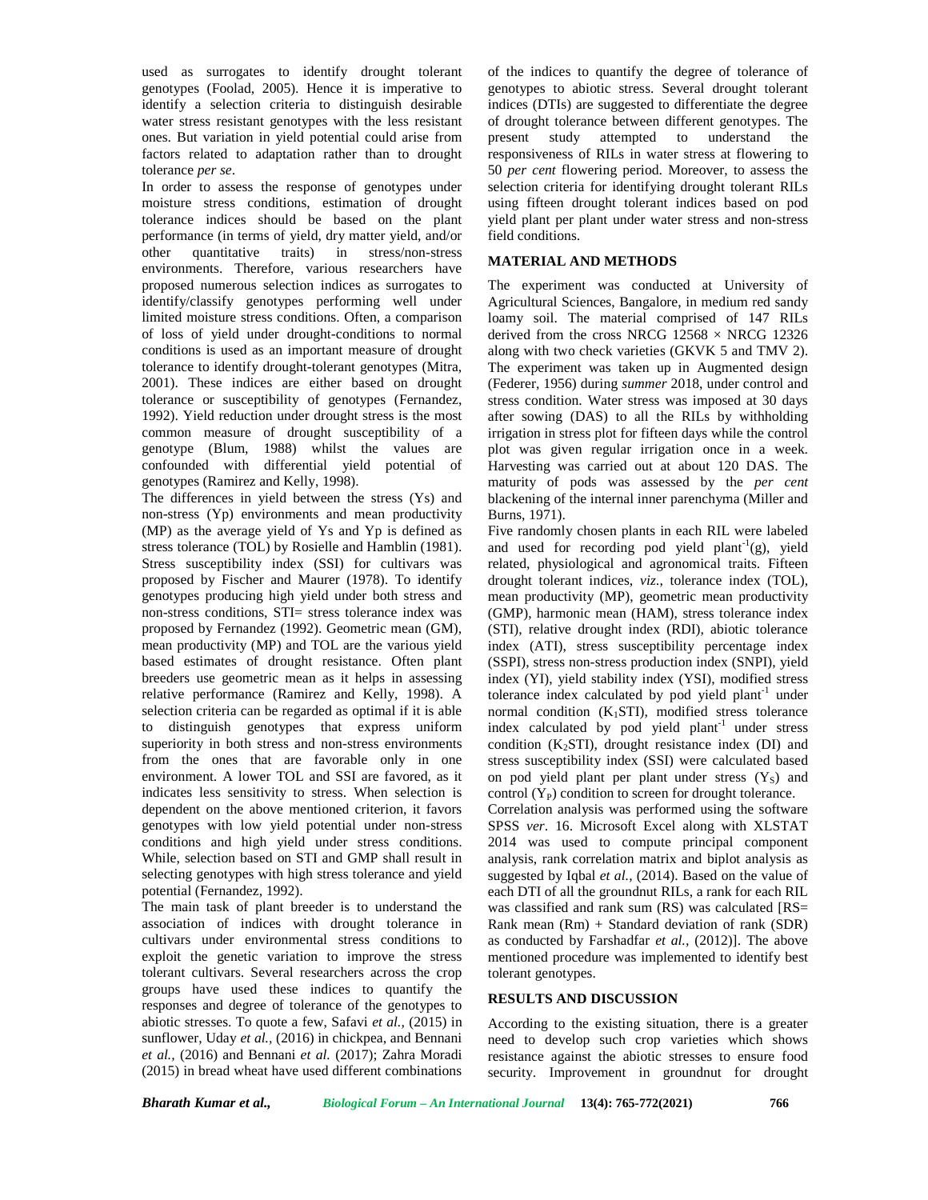used as surrogates to identify drought tolerant genotypes (Foolad, 2005). Hence it is imperative to identify a selection criteria to distinguish desirable water stress resistant genotypes with the less resistant ones. But variation in yield potential could arise from factors related to adaptation rather than to drought tolerance *per se*.

In order to assess the response of genotypes under moisture stress conditions, estimation of drought tolerance indices should be based on the plant performance (in terms of yield, dry matter yield, and/or other quantitative traits) in stress/non-stress environments. Therefore, various researchers have proposed numerous selection indices as surrogates to identify/classify genotypes performing well under limited moisture stress conditions. Often, a comparison of loss of yield under drought-conditions to normal conditions is used as an important measure of drought tolerance to identify drought-tolerant genotypes (Mitra, 2001). These indices are either based on drought tolerance or susceptibility of genotypes (Fernandez, 1992). Yield reduction under drought stress is the most common measure of drought susceptibility of a genotype (Blum, 1988) whilst the values are confounded with differential yield potential of genotypes (Ramirez and Kelly, 1998).

The differences in yield between the stress (Ys) and non-stress (Yp) environments and mean productivity (MP) as the average yield of Ys and Yp is defined as stress tolerance (TOL) by Rosielle and Hamblin (1981). Stress susceptibility index (SSI) for cultivars was proposed by Fischer and Maurer (1978). To identify genotypes producing high yield under both stress and non-stress conditions, STI= stress tolerance index was proposed by Fernandez (1992). Geometric mean (GM), mean productivity (MP) and TOL are the various yield based estimates of drought resistance. Often plant breeders use geometric mean as it helps in assessing relative performance (Ramirez and Kelly, 1998). A selection criteria can be regarded as optimal if it is able to distinguish genotypes that express uniform superiority in both stress and non-stress environments from the ones that are favorable only in one environment. A lower TOL and SSI are favored, as it indicates less sensitivity to stress. When selection is dependent on the above mentioned criterion, it favors genotypes with low yield potential under non-stress conditions and high yield under stress conditions. While, selection based on STI and GMP shall result in selecting genotypes with high stress tolerance and yield potential (Fernandez, 1992).

The main task of plant breeder is to understand the association of indices with drought tolerance in cultivars under environmental stress conditions to exploit the genetic variation to improve the stress tolerant cultivars. Several researchers across the crop groups have used these indices to quantify the responses and degree of tolerance of the genotypes to abiotic stresses. To quote a few, Safavi *et al.,* (2015) in sunflower, Uday *et al.,* (2016) in chickpea, and Bennani *et al.,* (2016) and Bennani *et al.* (2017); Zahra Moradi (2015) in bread wheat have used different combinations of the indices to quantify the degree of tolerance of genotypes to abiotic stress. Several drought tolerant indices (DTIs) are suggested to differentiate the degree of drought tolerance between different genotypes. The present study attempted to understand the responsiveness of RILs in water stress at flowering to 50 *per cent* flowering period. Moreover, to assess the selection criteria for identifying drought tolerant RILs using fifteen drought tolerant indices based on pod yield plant per plant under water stress and non-stress field conditions.

## MATERIAL AND METHODS

The experiment was conducted at University of Agricultural Sciences, Bangalore, in medium red sandy loamy soil. The material comprised of 147 RILs derived from the cross NRCG 12568 × NRCG 12326 along with two check varieties (GKVK 5 and TMV 2). The experiment was taken up in Augmented design (Federer, 1956) during *summer* 2018, under control and stress condition. Water stress was imposed at 30 days after sowing (DAS) to all the RILs by withholding irrigation in stress plot for fifteen days while the control plot was given regular irrigation once in a week. Harvesting was carried out at about 120 DAS. The maturity of pods was assessed by the *per cent* blackening of the internal inner parenchyma (Miller and Burns, 1971).

Five randomly chosen plants in each RIL were labeled and used for recording pod yield plant$^{-1}$(g), yield related, physiological and agronomical traits. Fifteen drought tolerant indices, *viz.,* tolerance index (TOL), mean productivity (MP), geometric mean productivity (GMP), harmonic mean (HAM), stress tolerance index (STI), relative drought index (RDI), abiotic tolerance index (ATI), stress susceptibility percentage index (SSPI), stress non-stress production index (SNPI), yield index (YI), yield stability index (YSI), modified stress tolerance index calculated by pod yield plant$^{-1}$ under normal condition ($K_1$STI), modified stress tolerance index calculated by pod yield plant$^{-1}$ under stress condition ($K_2$STI), drought resistance index (DI) and stress susceptibility index (SSI) were calculated based on pod yield plant per plant under stress ($Y_S$) and control ($Y_P$) condition to screen for drought tolerance.

Correlation analysis was performed using the software SPSS *ver*. 16. Microsoft Excel along with XLSTAT 2014 was used to compute principal component analysis, rank correlation matrix and biplot analysis as suggested by Iqbal *et al.,* (2014). Based on the value of each DTI of all the groundnut RILs, a rank for each RIL was classified and rank sum (RS) was calculated [RS= Rank mean (Rm) + Standard deviation of rank (SDR) as conducted by Farshadfar *et al.,* (2012)]. The above mentioned procedure was implemented to identify best tolerant genotypes.

## RESULTS AND DISCUSSION

According to the existing situation, there is a greater need to develop such crop varieties which shows resistance against the abiotic stresses to ensure food security. Improvement in groundnut for drought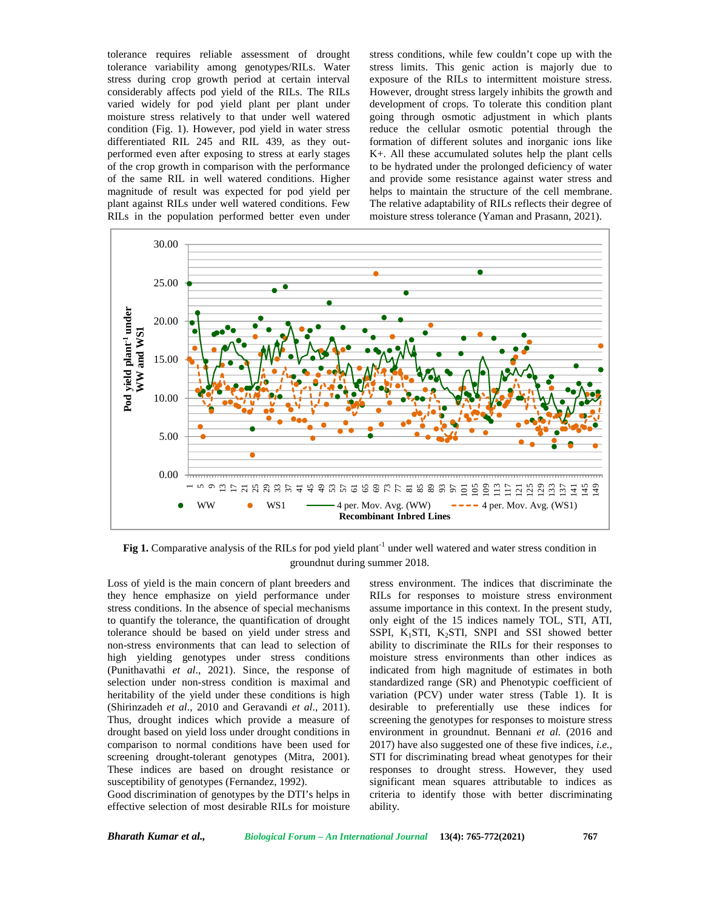tolerance requires reliable assessment of drought tolerance variability among genotypes/RILs. Water stress during crop growth period at certain interval considerably affects pod yield of the RILs. The RILs varied widely for pod yield plant per plant under moisture stress relatively to that under well watered condition (Fig. 1). However, pod yield in water stress differentiated RIL 245 and RIL 439, as they out-performed even after exposing to stress at early stages of the crop growth in comparison with the performance of the same RIL in well watered conditions. Higher magnitude of result was expected for pod yield per plant against RILs under well watered conditions. Few RILs in the population performed better even under stress conditions, while few couldn't cope up with the stress limits. This genic action is majorly due to exposure of the RILs to intermittent moisture stress. However, drought stress largely inhibits the growth and development of crops. To tolerate this condition plant going through osmotic adjustment in which plants reduce the cellular osmotic potential through the formation of different solutes and inorganic ions like K+. All these accumulated solutes help the plant cells to be hydrated under the prolonged deficiency of water and provide some resistance against water stress and helps to maintain the structure of the cell membrane. The relative adaptability of RILs reflects their degree of moisture stress tolerance (Yaman and Prasann, 2021).

**Fig 1.** Comparative analysis of the RILs for pod yield plant$^{-1}$ under well watered and water stress condition in groundnut during summer 2018.

Loss of yield is the main concern of plant breeders and they hence emphasize on yield performance under stress conditions. In the absence of special mechanisms to quantify the tolerance, the quantification of drought tolerance should be based on yield under stress and non-stress environments that can lead to selection of high yielding genotypes under stress conditions (Punithavathi *et al*., 2021). Since, the response of selection under non-stress condition is maximal and heritability of the yield under these conditions is high (Shirinzadeh *et al*., 2010 and Geravandi *et al*., 2011). Thus, drought indices which provide a measure of drought based on yield loss under drought conditions in comparison to normal conditions have been used for screening drought-tolerant genotypes (Mitra, 2001). These indices are based on drought resistance or susceptibility of genotypes (Fernandez, 1992).

Good discrimination of genotypes by the DTI's helps in effective selection of most desirable RILs for moisture stress environment. The indices that discriminate the RILs for responses to moisture stress environment assume importance in this context. In the present study, only eight of the 15 indices namely TOL, STI, ATI, SSPI, $K_1$STI, $K_2$STI, SNPI and SSI showed better ability to discriminate the RILs for their responses to moisture stress environments than other indices as indicated from high magnitude of estimates in both standardized range (SR) and Phenotypic coefficient of variation (PCV) under water stress (Table 1). It is desirable to preferentially use these indices for screening the genotypes for responses to moisture stress environment in groundnut. Bennani *et al.* (2016 and 2017) have also suggested one of these five indices, *i.e.*, STI for discriminating bread wheat genotypes for their responses to drought stress. However, they used significant mean squares attributable to indices as criteria to identify those with better discriminating ability.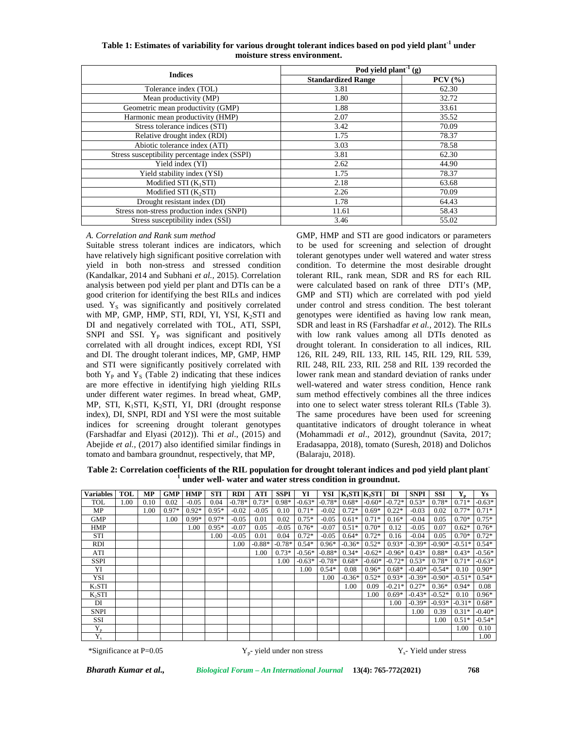**Table 1: Estimates of variability for various drought tolerant indices based on pod yield plant$^{-1}$ under moisture stress environment.**

| Indices | Pod yield plant$^{-1}$ (g) | |
|---|---|---|
| | Standardized Range | PCV (%) |
| Tolerance index (TOL) | 3.81 | 62.30 |
| Mean productivity (MP) | 1.80 | 32.72 |
| Geometric mean productivity (GMP) | 1.88 | 33.61 |
| Harmonic mean productivity (HMP) | 2.07 | 35.52 |
| Stress tolerance indices (STI) | 3.42 | 70.09 |
| Relative drought index (RDI) | 1.75 | 78.37 |
| Abiotic tolerance index (ATI) | 3.03 | 78.58 |
| Stress susceptibility percentage index (SSPI) | 3.81 | 62.30 |
| Yield index (YI) | 2.62 | 44.90 |
| Yield stability index (YSI) | 1.75 | 78.37 |
| Modified STI ($K_1$STI) | 2.18 | 63.68 |
| Modified STI ($K_2$STI) | 2.26 | 70.09 |
| Drought resistant index (DI) | 1.78 | 64.43 |
| Stress non-stress production index (SNPI) | 11.61 | 58.43 |
| Stress susceptibility index (SSI) | 3.46 | 55.02 |

*A. Correlation and Rank sum method*

Suitable stress tolerant indices are indicators, which have relatively high significant positive correlation with yield in both non-stress and stressed condition (Kandalkar, 2014 and Subhani *et al.,* 2015). Correlation analysis between pod yield per plant and DTIs can be a good criterion for identifying the best RILs and indices used. $Y_S$ was significantly and positively correlated with MP, GMP, HMP, STI, RDI, YI, YSI, $K_2$STI and DI and negatively correlated with TOL, ATI, SSPI, SNPI and SSI. $Y_P$ was significant and positively correlated with all drought indices, except RDI, YSI and DI. The drought tolerant indices, MP, GMP, HMP and STI were significantly positively correlated with both $Y_P$ and $Y_S$ (Table 2) indicating that these indices are more effective in identifying high yielding RILs under different water regimes. In bread wheat, GMP, MP, STI, $K_1$STI, $K_2$STI, YI, DRI (drought response index), DI, SNPI, RDI and YSI were the most suitable indices for screening drought tolerant genotypes (Farshadfar and Elyasi (2012)). Thi *et al*., (2015) and Abejide *et al.,* (2017) also identified similar findings in tomato and bambara groundnut, respectively, that MP, GMP, HMP and STI are good indicators or parameters to be used for screening and selection of drought tolerant genotypes under well watered and water stress condition. To determine the most desirable drought tolerant RIL, rank mean, SDR and RS for each RIL were calculated based on rank of three DTI's (MP, GMP and STI) which are correlated with pod yield under control and stress condition. The best tolerant genotypes were identified as having low rank mean, SDR and least in RS (Farshadfar *et al.,* 2012). The RILs with low rank values among all DTIs denoted as drought tolerant. In consideration to all indices, RIL 126, RIL 249, RIL 133, RIL 145, RIL 129, RIL 539, RIL 248, RIL 233, RIL 258 and RIL 139 recorded the lower rank mean and standard deviation of ranks under well-watered and water stress condition, Hence rank sum method effectively combines all the three indices into one to select water stress tolerant RILs (Table 3). The same procedures have been used for screening quantitative indicators of drought tolerance in wheat (Mohammadi *et al*., 2012), groundnut (Savita, 2017; Eradasappa, 2018), tomato (Suresh, 2018) and Dolichos (Balaraju, 2018).

**Table 2: Correlation coefficients of the RIL population for drought tolerant indices and pod yield plant$^{-1}$ under well- water and water stress condition in groundnut.**

| Variables | TOL | MP | GMP | HMP | STI | RDI | ATI | SSPI | YI | YSI | $K_1$STI | $K_2$STI | DI | SNPI | SSI | $Y_p$ | $Y_s$ |
|---|---|---|---|---|---|---|---|---|---|---|---|---|---|---|---|---|---|
| TOL | 1.00 | 0.10 | 0.02 | -0.05 | 0.04 | -0.78* | 0.73* | 0.98* | -0.63* | -0.78* | 0.68* | -0.60* | -0.72* | 0.53* | 0.78* | 0.71* | -0.63* |
| MP | | 1.00 | 0.97* | 0.92* | 0.95* | -0.02 | -0.05 | 0.10 | 0.71* | -0.02 | 0.72* | 0.69* | 0.22* | -0.03 | 0.02 | 0.77* | 0.71* |
| GMP | | | 1.00 | 0.99* | 0.97* | -0.05 | 0.01 | 0.02 | 0.75* | -0.05 | 0.61* | 0.71* | 0.16* | -0.04 | 0.05 | 0.70* | 0.75* |
| HMP | | | | 1.00 | 0.95* | -0.07 | 0.05 | -0.05 | 0.76* | -0.07 | 0.51* | 0.70* | 0.12 | -0.05 | 0.07 | 0.62* | 0.76* |
| STI | | | | | 1.00 | -0.05 | 0.01 | 0.04 | 0.72* | -0.05 | 0.64* | 0.72* | 0.16 | -0.04 | 0.05 | 0.70* | 0.72* |
| RDI | | | | | | 1.00 | -0.88* | -0.78* | 0.54* | 0.96* | -0.36* | 0.52* | 0.93* | -0.39* | -0.90* | -0.51* | 0.54* |
| ATI | | | | | | | 1.00 | 0.73* | -0.56* | -0.88* | 0.34* | -0.62* | -0.96* | 0.43* | 0.88* | 0.43* | -0.56* |
| SSPI | | | | | | | | 1.00 | -0.63* | -0.78* | 0.68* | -0.60* | -0.72* | 0.53* | 0.78* | 0.71* | -0.63* |
| YI | | | | | | | | | 1.00 | 0.54* | 0.08 | 0.96* | 0.68* | -0.40* | -0.54* | 0.10 | 0.90* |
| YSI | | | | | | | | | | 1.00 | -0.36* | 0.52* | 0.93* | -0.39* | -0.90* | -0.51* | 0.54* |
| $K_1$STI | | | | | | | | | | | 1.00 | 0.09 | -0.21* | 0.27* | 0.36* | 0.94* | 0.08 |
| $K_2$STI | | | | | | | | | | | | 1.00 | 0.69* | -0.43* | -0.52* | 0.10 | 0.96* |
| DI | | | | | | | | | | | | | 1.00 | -0.39* | -0.93* | -0.31* | 0.68* |
| SNPI | | | | | | | | | | | | | | 1.00 | 0.39 | 0.31* | -0.40* |
| SSI | | | | | | | | | | | | | | | 1.00 | 0.51* | -0.54* |
| $Y_p$ | | | | | | | | | | | | | | | | 1.00 | 0.10 |
| $Y_s$ | | | | | | | | | | | | | | | | | 1.00 |

*Significance at P=0.05 $Y_p$- yield under non stress $Y_s$- Yield under stress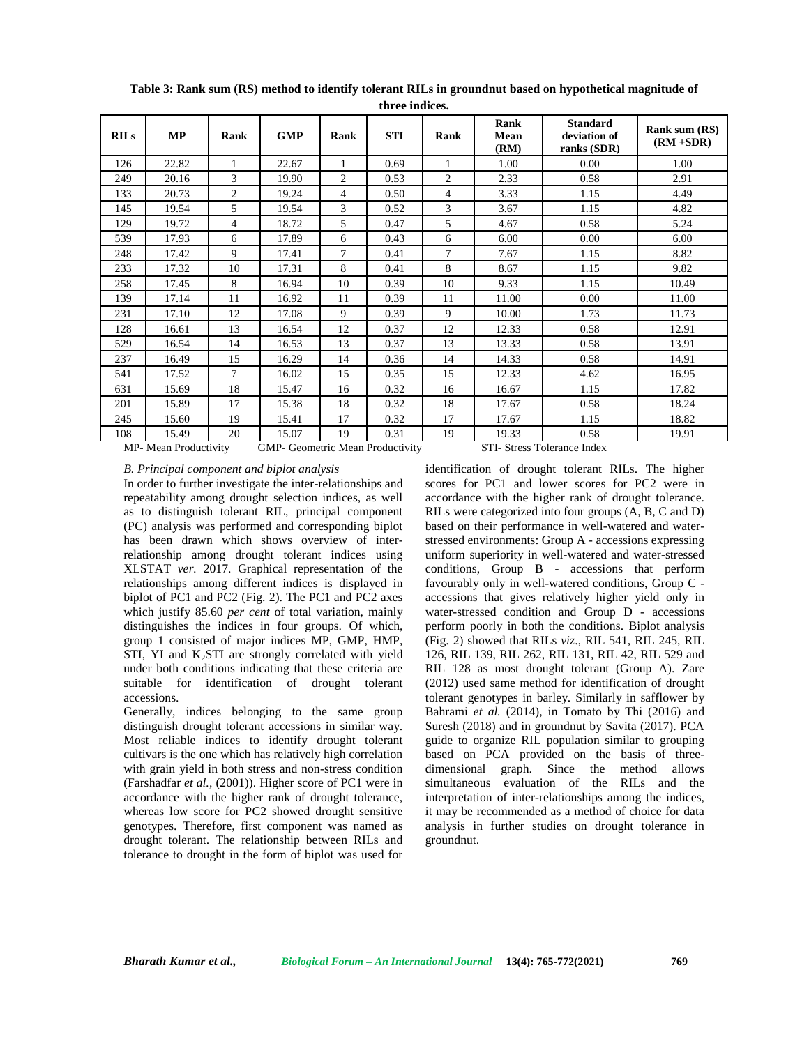**Table 3: Rank sum (RS) method to identify tolerant RILs in groundnut based on hypothetical magnitude of three indices.**

| RILs | MP | Rank | GMP | Rank | STI | Rank | Rank Mean (RM) | Standard deviation of ranks (SDR) | Rank sum (RS) (RM +SDR) |
|---|---|---|---|---|---|---|---|---|---|
| 126 | 22.82 | 1 | 22.67 | 1 | 0.69 | 1 | 1.00 | 0.00 | 1.00 |
| 249 | 20.16 | 3 | 19.90 | 2 | 0.53 | 2 | 2.33 | 0.58 | 2.91 |
| 133 | 20.73 | 2 | 19.24 | 4 | 0.50 | 4 | 3.33 | 1.15 | 4.49 |
| 145 | 19.54 | 5 | 19.54 | 3 | 0.52 | 3 | 3.67 | 1.15 | 4.82 |
| 129 | 19.72 | 4 | 18.72 | 5 | 0.47 | 5 | 4.67 | 0.58 | 5.24 |
| 539 | 17.93 | 6 | 17.89 | 6 | 0.43 | 6 | 6.00 | 0.00 | 6.00 |
| 248 | 17.42 | 9 | 17.41 | 7 | 0.41 | 7 | 7.67 | 1.15 | 8.82 |
| 233 | 17.32 | 10 | 17.31 | 8 | 0.41 | 8 | 8.67 | 1.15 | 9.82 |
| 258 | 17.45 | 8 | 16.94 | 10 | 0.39 | 10 | 9.33 | 1.15 | 10.49 |
| 139 | 17.14 | 11 | 16.92 | 11 | 0.39 | 11 | 11.00 | 0.00 | 11.00 |
| 231 | 17.10 | 12 | 17.08 | 9 | 0.39 | 9 | 10.00 | 1.73 | 11.73 |
| 128 | 16.61 | 13 | 16.54 | 12 | 0.37 | 12 | 12.33 | 0.58 | 12.91 |
| 529 | 16.54 | 14 | 16.53 | 13 | 0.37 | 13 | 13.33 | 0.58 | 13.91 |
| 237 | 16.49 | 15 | 16.29 | 14 | 0.36 | 14 | 14.33 | 0.58 | 14.91 |
| 541 | 17.52 | 7 | 16.02 | 15 | 0.35 | 15 | 12.33 | 4.62 | 16.95 |
| 631 | 15.69 | 18 | 15.47 | 16 | 0.32 | 16 | 16.67 | 1.15 | 17.82 |
| 201 | 15.89 | 17 | 15.38 | 18 | 0.32 | 18 | 17.67 | 0.58 | 18.24 |
| 245 | 15.60 | 19 | 15.41 | 17 | 0.32 | 17 | 17.67 | 1.15 | 18.82 |
| 108 | 15.49 | 20 | 15.07 | 19 | 0.31 | 19 | 19.33 | 0.58 | 19.91 |

MP- Mean Productivity  GMP- Geometric Mean Productivity  STI- Stress Tolerance Index

### *B. Principal component and biplot analysis*

In order to further investigate the inter-relationships and repeatability among drought selection indices, as well as to distinguish tolerant RIL, principal component (PC) analysis was performed and corresponding biplot has been drawn which shows overview of inter-relationship among drought tolerant indices using XLSTAT *ver.* 2017. Graphical representation of the relationships among different indices is displayed in biplot of PC1 and PC2 (Fig. 2). The PC1 and PC2 axes which justify 85.60 *per cent* of total variation, mainly distinguishes the indices in four groups. Of which, group 1 consisted of major indices MP, GMP, HMP, STI, YI and $K_2$STI are strongly correlated with yield under both conditions indicating that these criteria are suitable for identification of drought tolerant accessions.

Generally, indices belonging to the same group distinguish drought tolerant accessions in similar way. Most reliable indices to identify drought tolerant cultivars is the one which has relatively high correlation with grain yield in both stress and non-stress condition (Farshadfar *et al.*, (2001)). Higher score of PC1 were in accordance with the higher rank of drought tolerance, whereas low score for PC2 showed drought sensitive genotypes. Therefore, first component was named as drought tolerant. The relationship between RILs and tolerance to drought in the form of biplot was used for identification of drought tolerant RILs. The higher scores for PC1 and lower scores for PC2 were in accordance with the higher rank of drought tolerance. RILs were categorized into four groups (A, B, C and D) based on their performance in well-watered and water-stressed environments: Group A - accessions expressing uniform superiority in well-watered and water-stressed conditions, Group B - accessions that perform favourably only in well-watered conditions, Group C - accessions that gives relatively higher yield only in water-stressed condition and Group D - accessions perform poorly in both the conditions. Biplot analysis (Fig. 2) showed that RILs *viz*., RIL 541, RIL 245, RIL 126, RIL 139, RIL 262, RIL 131, RIL 42, RIL 529 and RIL 128 as most drought tolerant (Group A). Zare (2012) used same method for identification of drought tolerant genotypes in barley. Similarly in safflower by Bahrami *et al.* (2014), in Tomato by Thi (2016) and Suresh (2018) and in groundnut by Savita (2017). PCA guide to organize RIL population similar to grouping based on PCA provided on the basis of three-dimensional graph. Since the method allows simultaneous evaluation of the RILs and the interpretation of inter-relationships among the indices, it may be recommended as a method of choice for data analysis in further studies on drought tolerance in groundnut.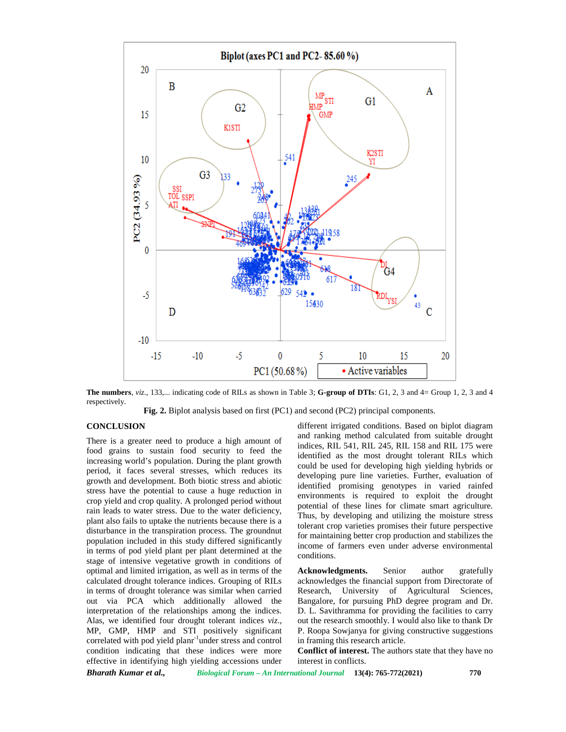**The numbers**, *viz.,* 133,... indicating code of RILs as shown in Table 3; **G-group of DTIs**: G1, 2, 3 and 4= Group 1, 2, 3 and 4 respectively.

**Fig. 2.** Biplot analysis based on first (PC1) and second (PC2) principal components.

## CONCLUSION

There is a greater need to produce a high amount of food grains to sustain food security to feed the increasing world's population. During the plant growth period, it faces several stresses, which reduces its growth and development. Both biotic stress and abiotic stress have the potential to cause a huge reduction in crop yield and crop quality. A prolonged period without rain leads to water stress. Due to the water deficiency, plant also fails to uptake the nutrients because there is a disturbance in the transpiration process. The groundnut population included in this study differed significantly in terms of pod yield plant per plant determined at the stage of intensive vegetative growth in conditions of optimal and limited irrigation, as well as in terms of the calculated drought tolerance indices. Grouping of RILs in terms of drought tolerance was similar when carried out via PCA which additionally allowed the interpretation of the relationships among the indices. Alas, we identified four drought tolerant indices *viz.*, MP, GMP, HMP and STI positively significant correlated with pod yield planr$^{-1}$under stress and control condition indicating that these indices were more effective in identifying high yielding accessions under different irrigated conditions. Based on biplot diagram and ranking method calculated from suitable drought indices, RIL 541, RIL 245, RIL 158 and RIL 175 were identified as the most drought tolerant RILs which could be used for developing high yielding hybrids or developing pure line varieties. Further, evaluation of identified promising genotypes in varied rainfed environments is required to exploit the drought potential of these lines for climate smart agriculture. Thus, by developing and utilizing the moisture stress tolerant crop varieties promises their future perspective for maintaining better crop production and stabilizes the income of farmers even under adverse environmental conditions.

**Acknowledgments.** Senior author gratefully acknowledges the financial support from Directorate of Research, University of Agricultural Sciences, Bangalore, for pursuing PhD degree program and Dr. D. L. Savithramma for providing the facilities to carry out the research smoothly. I would also like to thank Dr P. Roopa Sowjanya for giving constructive suggestions in framing this research article.

**Conflict of interest.** The authors state that they have no interest in conflicts.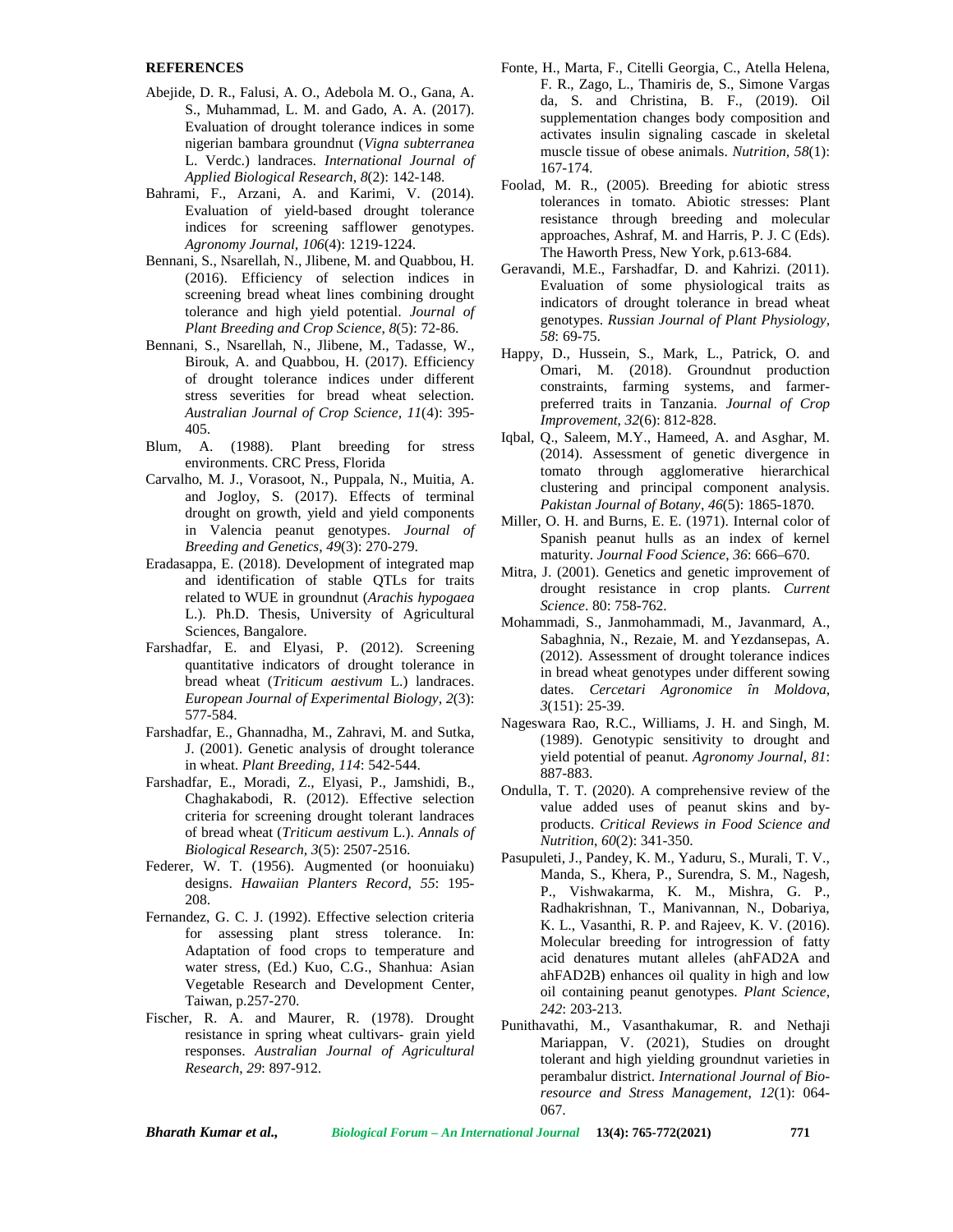**REFERENCES**

Abejide, D. R., Falusi, A. O., Adebola M. O., Gana, A. S., Muhammad, L. M. and Gado, A. A. (2017). Evaluation of drought tolerance indices in some nigerian bambara groundnut (*Vigna subterranea* L. Verdc.) landraces. *International Journal of Applied Biological Research*, *8*(2): 142-148.

Bahrami, F., Arzani, A. and Karimi, V. (2014). Evaluation of yield-based drought tolerance indices for screening safflower genotypes. *Agronomy Journal, 106*(4): 1219-1224.

Bennani, S., Nsarellah, N., Jlibene, M. and Quabbou, H. (2016). Efficiency of selection indices in screening bread wheat lines combining drought tolerance and high yield potential. *Journal of Plant Breeding and Crop Science*, *8*(5): 72-86.

Bennani, S., Nsarellah, N., Jlibene, M., Tadasse, W., Birouk, A. and Quabbou, H. (2017). Efficiency of drought tolerance indices under different stress severities for bread wheat selection. *Australian Journal of Crop Science, 11*(4): 395-405.

Blum, A. (1988). Plant breeding for stress environments. CRC Press, Florida

Carvalho, M. J., Vorasoot, N., Puppala, N., Muitia, A. and Jogloy, S. (2017). Effects of terminal drought on growth, yield and yield components in Valencia peanut genotypes. *Journal of Breeding and Genetics*, *49*(3): 270-279.

Eradasappa, E. (2018). Development of integrated map and identification of stable QTLs for traits related to WUE in groundnut (*Arachis hypogaea* L.). Ph.D. Thesis, University of Agricultural Sciences, Bangalore.

Farshadfar, E. and Elyasi, P. (2012). Screening quantitative indicators of drought tolerance in bread wheat (*Triticum aestivum* L.) landraces. *European Journal of Experimental Biology, 2*(3): 577-584.

Farshadfar, E., Ghannadha, M., Zahravi, M. and Sutka, J. (2001). Genetic analysis of drought tolerance in wheat. *Plant Breeding, 114*: 542-544.

Farshadfar, E., Moradi, Z., Elyasi, P., Jamshidi, B., Chaghakabodi, R. (2012). Effective selection criteria for screening drought tolerant landraces of bread wheat (*Triticum aestivum* L.). *Annals of Biological Research, 3*(5): 2507-2516.

Federer, W. T. (1956). Augmented (or hoonuiaku) designs. *Hawaiian Planters Record*, *55*: 195-208.

Fernandez, G. C. J. (1992). Effective selection criteria for assessing plant stress tolerance. In: Adaptation of food crops to temperature and water stress, (Ed.) Kuo, C.G., Shanhua: Asian Vegetable Research and Development Center, Taiwan, p.257-270.

Fischer, R. A. and Maurer, R. (1978). Drought resistance in spring wheat cultivars- grain yield responses. *Australian Journal of Agricultural Research*, *29*: 897-912.

Fonte, H., Marta, F., Citelli Georgia, C., Atella Helena, F. R., Zago, L., Thamiris de, S., Simone Vargas da, S. and Christina, B. F., (2019). Oil supplementation changes body composition and activates insulin signaling cascade in skeletal muscle tissue of obese animals. *Nutrition, 58*(1): 167-174.

Foolad, M. R., (2005). Breeding for abiotic stress tolerances in tomato. Abiotic stresses: Plant resistance through breeding and molecular approaches, Ashraf, M. and Harris, P. J. C (Eds). The Haworth Press, New York, p.613-684.

Geravandi, M.E., Farshadfar, D. and Kahrizi. (2011). Evaluation of some physiological traits as indicators of drought tolerance in bread wheat genotypes. *Russian Journal of Plant Physiology, 58*: 69-75.

Happy, D., Hussein, S., Mark, L., Patrick, O. and Omari, M. (2018). Groundnut production constraints, farming systems, and farmer-preferred traits in Tanzania. *Journal of Crop Improvement*, *32*(6): 812-828.

Iqbal, Q., Saleem, M.Y., Hameed, A. and Asghar, M. (2014). Assessment of genetic divergence in tomato through agglomerative hierarchical clustering and principal component analysis. *Pakistan Journal of Botany*, *46*(5): 1865-1870.

Miller, O. H. and Burns, E. E. (1971). Internal color of Spanish peanut hulls as an index of kernel maturity. *Journal Food Science*, *36*: 666–670.

Mitra, J. (2001). Genetics and genetic improvement of drought resistance in crop plants. *Current Science*. 80: 758-762.

Mohammadi, S., Janmohammadi, M., Javanmard, A., Sabaghnia, N., Rezaie, M. and Yezdansepas, A. (2012). Assessment of drought tolerance indices in bread wheat genotypes under different sowing dates. *Cercetari Agronomice în Moldova, 3*(151): 25-39.

Nageswara Rao, R.C., Williams, J. H. and Singh, M. (1989). Genotypic sensitivity to drought and yield potential of peanut. *Agronomy Journal*, *81*: 887-883.

Ondulla, T. T. (2020). A comprehensive review of the value added uses of peanut skins and by-products. *Critical Reviews in Food Science and Nutrition*, *60*(2): 341-350.

Pasupuleti, J., Pandey, K. M., Yaduru, S., Murali, T. V., Manda, S., Khera, P., Surendra, S. M., Nagesh, P., Vishwakarma, K. M., Mishra, G. P., Radhakrishnan, T., Manivannan, N., Dobariya, K. L., Vasanthi, R. P. and Rajeev, K. V. (2016). Molecular breeding for introgression of fatty acid denatures mutant alleles (ahFAD2A and ahFAD2B) enhances oil quality in high and low oil containing peanut genotypes. *Plant Science*, *242*: 203-213.

Punithavathi, M., Vasanthakumar, R. and Nethaji Mariappan, V. (2021), Studies on drought tolerant and high yielding groundnut varieties in perambalur district. *International Journal of Bio-resource and Stress Management*, *12*(1): 064-067.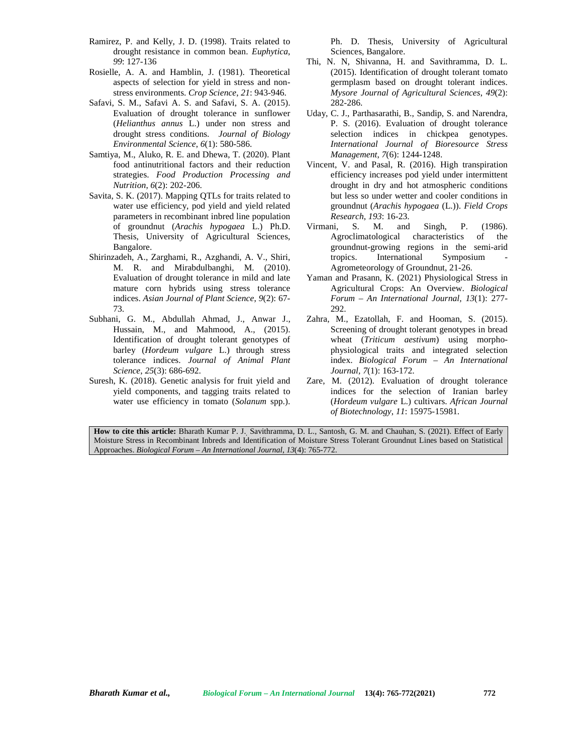Ramirez, P. and Kelly, J. D. (1998). Traits related to drought resistance in common bean. *Euphytica*, *99*: 127-136

Rosielle, A. A. and Hamblin, J. (1981). Theoretical aspects of selection for yield in stress and non-stress environments. *Crop Science*, *21*: 943-946.

Safavi, S. M., Safavi A. S. and Safavi, S. A. (2015). Evaluation of drought tolerance in sunflower (*Helianthus annus* L.) under non stress and drought stress conditions. *Journal of Biology Environmental Science*, *6*(1): 580-586.

Samtiya, M., Aluko, R. E. and Dhewa, T. (2020). Plant food antinutritional factors and their reduction strategies. *Food Production Processing and Nutrition*, *6*(2): 202-206.

Savita, S. K. (2017). Mapping QTLs for traits related to water use efficiency, pod yield and yield related parameters in recombinant inbred line population of groundnut (*Arachis hypogaea* L.) Ph.D. Thesis, University of Agricultural Sciences, Bangalore.

Shirinzadeh, A., Zarghami, R., Azghandi, A. V., Shiri, M. R. and Mirabdulbanghi, M. (2010). Evaluation of drought tolerance in mild and late mature corn hybrids using stress tolerance indices. *Asian Journal of Plant Science*, *9*(2): 67-73.

Subhani, G. M., Abdullah Ahmad, J., Anwar J., Hussain, M., and Mahmood, A., (2015). Identification of drought tolerant genotypes of barley (*Hordeum vulgare* L.) through stress tolerance indices. *Journal of Animal Plant Science*, *25*(3): 686-692.

Suresh, K. (2018). Genetic analysis for fruit yield and yield components, and tagging traits related to water use efficiency in tomato (*Solanum* spp.). Ph. D. Thesis, University of Agricultural Sciences, Bangalore.

Thi, N. N, Shivanna, H. and Savithramma, D. L. (2015). Identification of drought tolerant tomato germplasm based on drought tolerant indices. *Mysore Journal of Agricultural Sciences*, *49*(2): 282-286.

Uday, C. J., Parthasarathi, B., Sandip, S. and Narendra, P. S. (2016). Evaluation of drought tolerance selection indices in chickpea genotypes. *International Journal of Bioresource Stress Management*, *7*(6): 1244-1248.

Vincent, V. and Pasal, R. (2016). High transpiration efficiency increases pod yield under intermittent drought in dry and hot atmospheric conditions but less so under wetter and cooler conditions in groundnut (*Arachis hypogaea* (L.)). *Field Crops Research*, *193*: 16-23.

Virmani, S. M. and Singh, P. (1986). Agroclimatological characteristics of the groundnut-growing regions in the semi-arid tropics. International Symposium - Agrometeorology of Groundnut, 21-26.

Yaman and Prasann, K. (2021) Physiological Stress in Agricultural Crops: An Overview. *Biological Forum – An International Journal*, *13*(1): 277-292.

Zahra, M., Ezatollah, F. and Hooman, S. (2015). Screening of drought tolerant genotypes in bread wheat (*Triticum aestivum*) using morpho-physiological traits and integrated selection index. *Biological Forum – An International Journal*, *7*(1): 163-172.

Zare, M. (2012). Evaluation of drought tolerance indices for the selection of Iranian barley (*Hordeum vulgare* L.) cultivars. *African Journal of Biotechnology*, *11*: 15975-15981.

**How to cite this article:** Bharath Kumar P. J., Savithramma, D. L., Santosh, G. M. and Chauhan, S. (2021). Effect of Early Moisture Stress in Recombinant Inbreds and Identification of Moisture Stress Tolerant Groundnut Lines based on Statistical Approaches. *Biological Forum – An International Journal*, *13*(4): 765-772.